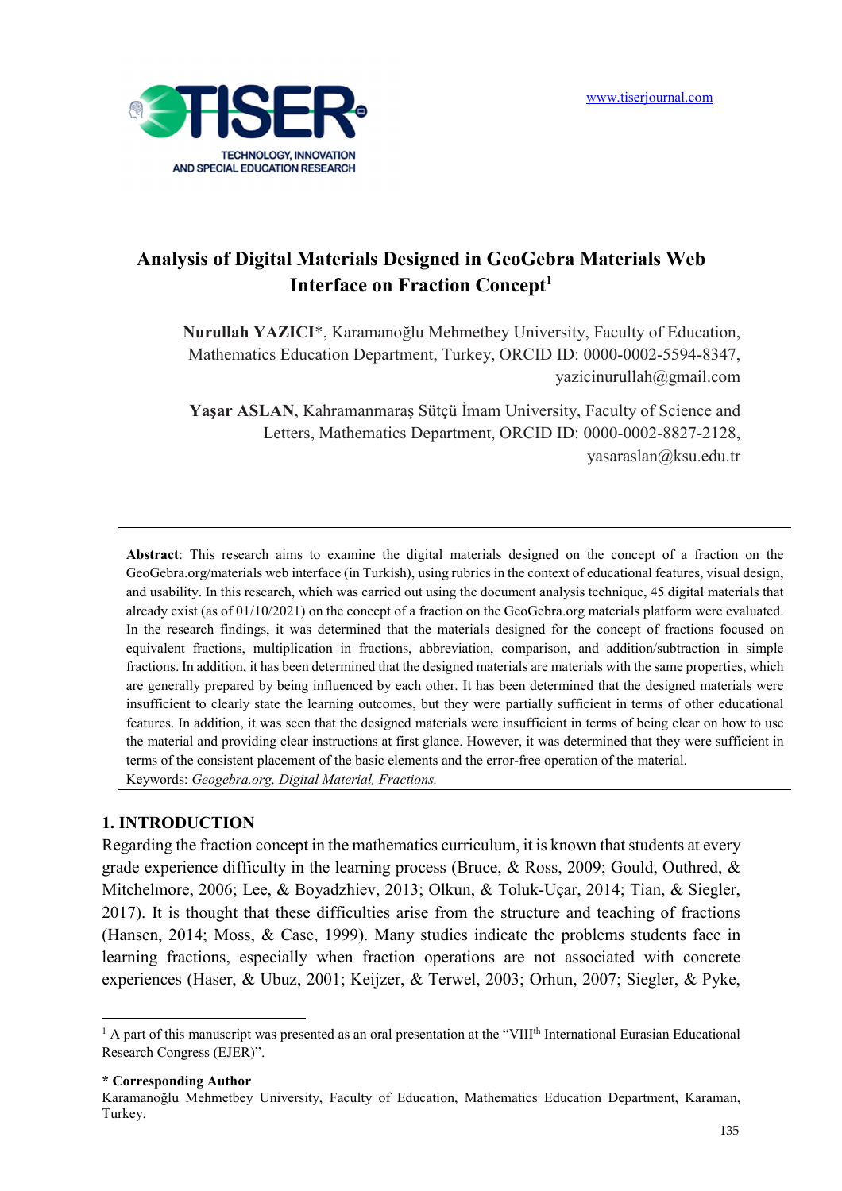# Analysis of Digital Materials Designed in GeoGebra Materials Web Interface on Fraction Concept[1]

**Nurullah YAZICI***, Karamanoğlu Mehmetbey University, Faculty of Education, Mathematics Education Department, Turkey, ORCID ID: 0000-0002-5594-8347, yazicinurullah@gmail.com

**Yaşar ASLAN**, Kahramanmaraş Sütçü İmam University, Faculty of Science and Letters, Mathematics Department, ORCID ID: 0000-0002-8827-2128, yasaraslan@ksu.edu.tr

---

**Abstract**: This research aims to examine the digital materials designed on the concept of a fraction on the GeoGebra.org/materials web interface (in Turkish), using rubrics in the context of educational features, visual design, and usability. In this research, which was carried out using the document analysis technique, 45 digital materials that already exist (as of 01/10/2021) on the concept of a fraction on the GeoGebra.org materials platform were evaluated. In the research findings, it was determined that the materials designed for the concept of fractions focused on equivalent fractions, multiplication in fractions, abbreviation, comparison, and addition/subtraction in simple fractions. In addition, it has been determined that the designed materials are materials with the same properties, which are generally prepared by being influenced by each other. It has been determined that the designed materials were insufficient to clearly state the learning outcomes, but they were partially sufficient in terms of other educational features. In addition, it was seen that the designed materials were insufficient in terms of being clear on how to use the material and providing clear instructions at first glance. However, it was determined that they were sufficient in terms of the consistent placement of the basic elements and the error-free operation of the material.

Keywords: *Geogebra.org, Digital Material, Fractions.*

---

## 1. INTRODUCTION

Regarding the fraction concept in the mathematics curriculum, it is known that students at every grade experience difficulty in the learning process (Bruce, & Ross, 2009; Gould, Outhred, & Mitchelmore, 2006; Lee, & Boyadzhiev, 2013; Olkun, & Toluk-Uçar, 2014; Tian, & Siegler, 2017). It is thought that these difficulties arise from the structure and teaching of fractions (Hansen, 2014; Moss, & Case, 1999). Many studies indicate the problems students face in learning fractions, especially when fraction operations are not associated with concrete experiences (Haser, & Ubuz, 2001; Keijzer, & Terwel, 2003; Orhun, 2007; Siegler, & Pyke,

---

[1] A part of this manuscript was presented as an oral presentation at the "VIII[th] International Eurasian Educational Research Congress (EJER)".

**\* Corresponding Author**
Karamanoğlu Mehmetbey University, Faculty of Education, Mathematics Education Department, Karaman, Turkey.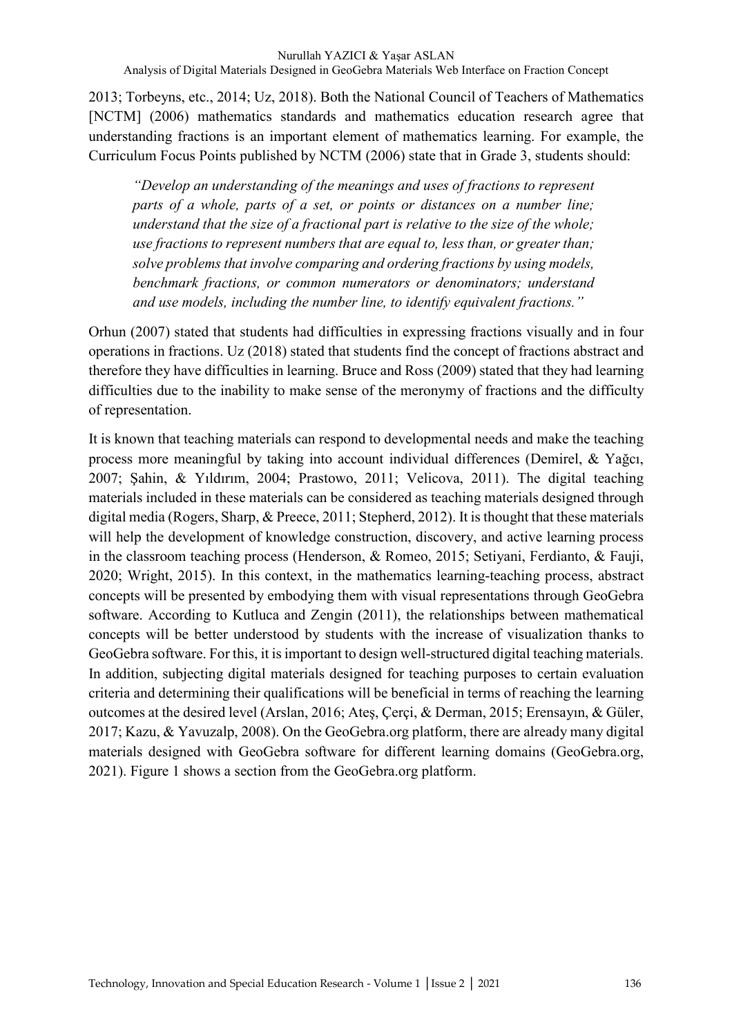2013; Torbeyns, etc., 2014; Uz, 2018). Both the National Council of Teachers of Mathematics [NCTM] (2006) mathematics standards and mathematics education research agree that understanding fractions is an important element of mathematics learning. For example, the Curriculum Focus Points published by NCTM (2006) state that in Grade 3, students should:

> *"Develop an understanding of the meanings and uses of fractions to represent parts of a whole, parts of a set, or points or distances on a number line; understand that the size of a fractional part is relative to the size of the whole; use fractions to represent numbers that are equal to, less than, or greater than; solve problems that involve comparing and ordering fractions by using models, benchmark fractions, or common numerators or denominators; understand and use models, including the number line, to identify equivalent fractions."*

Orhun (2007) stated that students had difficulties in expressing fractions visually and in four operations in fractions. Uz (2018) stated that students find the concept of fractions abstract and therefore they have difficulties in learning. Bruce and Ross (2009) stated that they had learning difficulties due to the inability to make sense of the meronymy of fractions and the difficulty of representation.

It is known that teaching materials can respond to developmental needs and make the teaching process more meaningful by taking into account individual differences (Demirel, & Yağcı, 2007; Şahin, & Yıldırım, 2004; Prastowo, 2011; Velicova, 2011). The digital teaching materials included in these materials can be considered as teaching materials designed through digital media (Rogers, Sharp, & Preece, 2011; Stepherd, 2012). It is thought that these materials will help the development of knowledge construction, discovery, and active learning process in the classroom teaching process (Henderson, & Romeo, 2015; Setiyani, Ferdianto, & Fauji, 2020; Wright, 2015). In this context, in the mathematics learning-teaching process, abstract concepts will be presented by embodying them with visual representations through GeoGebra software. According to Kutluca and Zengin (2011), the relationships between mathematical concepts will be better understood by students with the increase of visualization thanks to GeoGebra software. For this, it is important to design well-structured digital teaching materials. In addition, subjecting digital materials designed for teaching purposes to certain evaluation criteria and determining their qualifications will be beneficial in terms of reaching the learning outcomes at the desired level (Arslan, 2016; Ateş, Çerçi, & Derman, 2015; Erensayın, & Güler, 2017; Kazu, & Yavuzalp, 2008). On the GeoGebra.org platform, there are already many digital materials designed with GeoGebra software for different learning domains (GeoGebra.org, 2021). Figure 1 shows a section from the GeoGebra.org platform.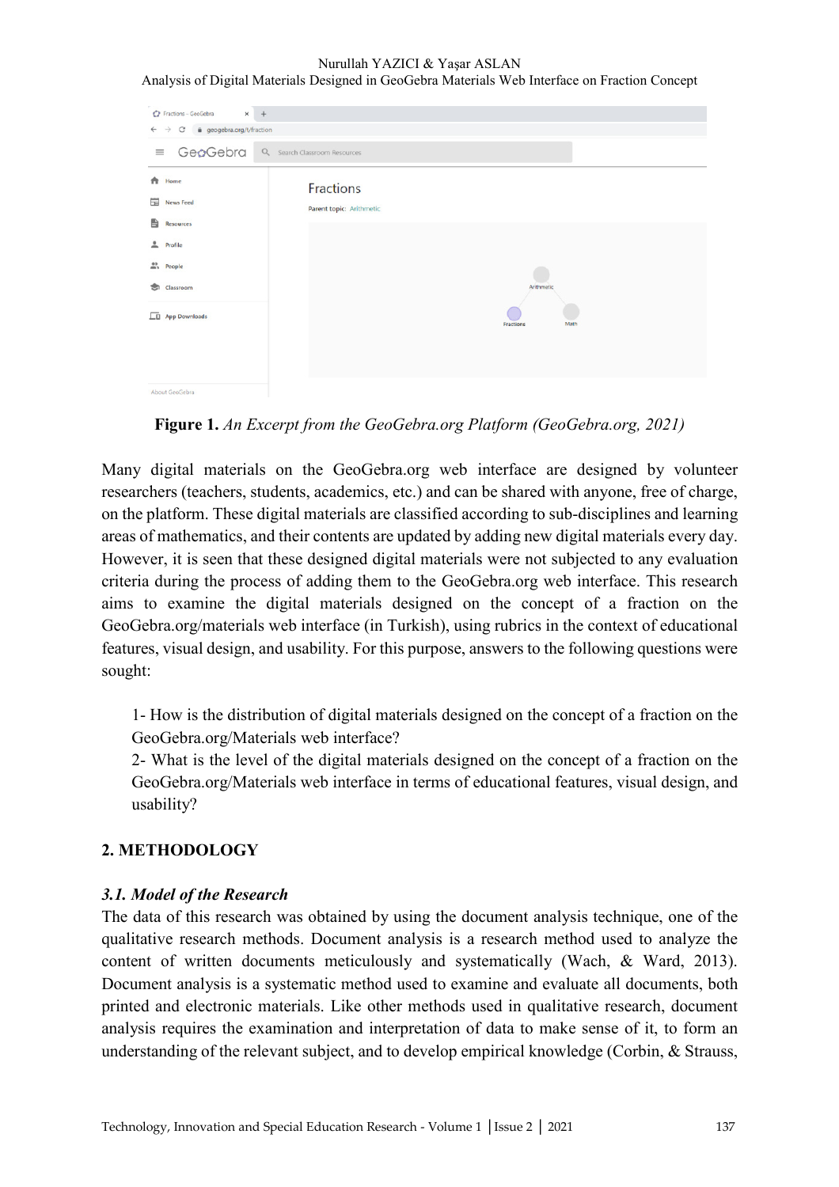**Figure 1.** *An Excerpt from the GeoGebra.org Platform (GeoGebra.org, 2021)*

Many digital materials on the GeoGebra.org web interface are designed by volunteer researchers (teachers, students, academics, etc.) and can be shared with anyone, free of charge, on the platform. These digital materials are classified according to sub-disciplines and learning areas of mathematics, and their contents are updated by adding new digital materials every day. However, it is seen that these designed digital materials were not subjected to any evaluation criteria during the process of adding them to the GeoGebra.org web interface. This research aims to examine the digital materials designed on the concept of a fraction on the GeoGebra.org/materials web interface (in Turkish), using rubrics in the context of educational features, visual design, and usability. For this purpose, answers to the following questions were sought:

1- How is the distribution of digital materials designed on the concept of a fraction on the GeoGebra.org/Materials web interface?

2- What is the level of the digital materials designed on the concept of a fraction on the GeoGebra.org/Materials web interface in terms of educational features, visual design, and usability?

## 2. METHODOLOGY

### *3.1. Model of the Research*

The data of this research was obtained by using the document analysis technique, one of the qualitative research methods. Document analysis is a research method used to analyze the content of written documents meticulously and systematically (Wach, & Ward, 2013). Document analysis is a systematic method used to examine and evaluate all documents, both printed and electronic materials. Like other methods used in qualitative research, document analysis requires the examination and interpretation of data to make sense of it, to form an understanding of the relevant subject, and to develop empirical knowledge (Corbin, & Strauss,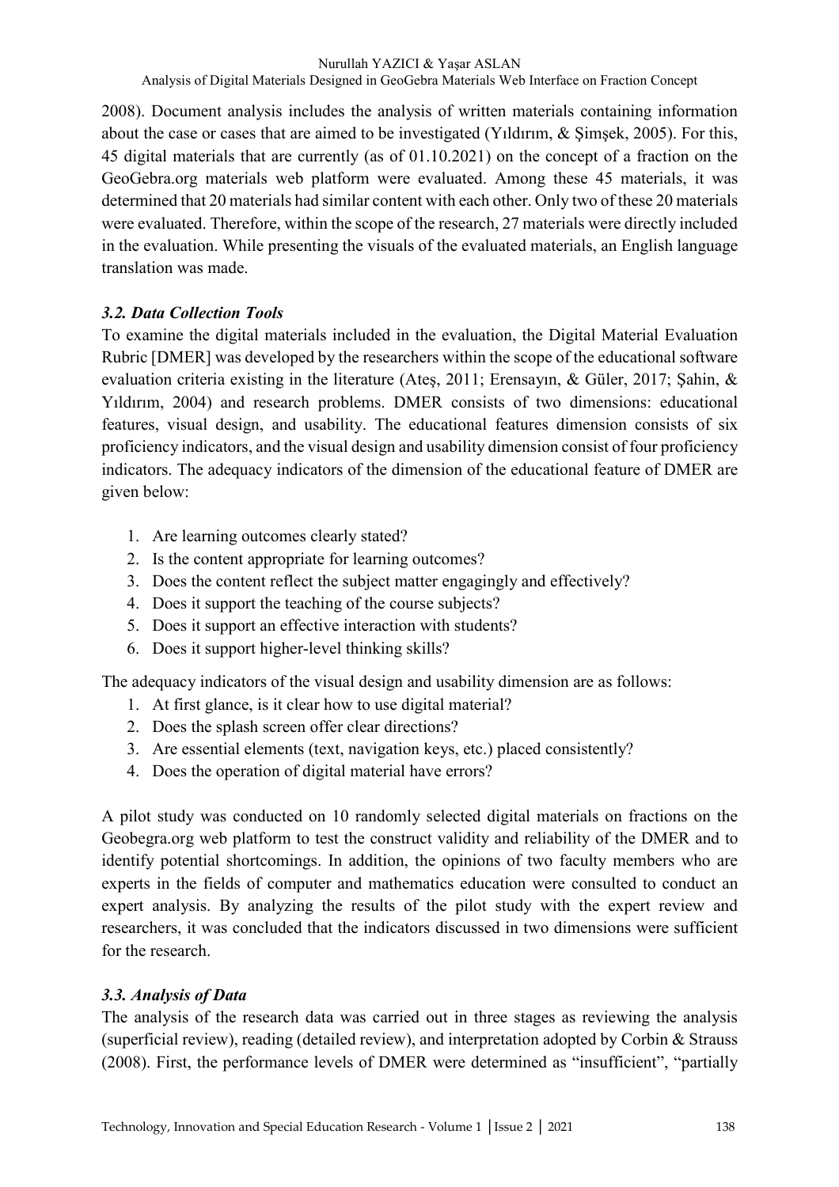2008). Document analysis includes the analysis of written materials containing information about the case or cases that are aimed to be investigated (Yıldırım, & Şimşek, 2005). For this, 45 digital materials that are currently (as of 01.10.2021) on the concept of a fraction on the GeoGebra.org materials web platform were evaluated. Among these 45 materials, it was determined that 20 materials had similar content with each other. Only two of these 20 materials were evaluated. Therefore, within the scope of the research, 27 materials were directly included in the evaluation. While presenting the visuals of the evaluated materials, an English language translation was made.

### *3.2. Data Collection Tools*

To examine the digital materials included in the evaluation, the Digital Material Evaluation Rubric [DMER] was developed by the researchers within the scope of the educational software evaluation criteria existing in the literature (Ateş, 2011; Erensayın, & Güler, 2017; Şahin, & Yıldırım, 2004) and research problems. DMER consists of two dimensions: educational features, visual design, and usability. The educational features dimension consists of six proficiency indicators, and the visual design and usability dimension consist of four proficiency indicators. The adequacy indicators of the dimension of the educational feature of DMER are given below:

1. Are learning outcomes clearly stated?
2. Is the content appropriate for learning outcomes?
3. Does the content reflect the subject matter engagingly and effectively?
4. Does it support the teaching of the course subjects?
5. Does it support an effective interaction with students?
6. Does it support higher-level thinking skills?

The adequacy indicators of the visual design and usability dimension are as follows:

1. At first glance, is it clear how to use digital material?
2. Does the splash screen offer clear directions?
3. Are essential elements (text, navigation keys, etc.) placed consistently?
4. Does the operation of digital material have errors?

A pilot study was conducted on 10 randomly selected digital materials on fractions on the Geobegra.org web platform to test the construct validity and reliability of the DMER and to identify potential shortcomings. In addition, the opinions of two faculty members who are experts in the fields of computer and mathematics education were consulted to conduct an expert analysis. By analyzing the results of the pilot study with the expert review and researchers, it was concluded that the indicators discussed in two dimensions were sufficient for the research.

### *3.3. Analysis of Data*

The analysis of the research data was carried out in three stages as reviewing the analysis (superficial review), reading (detailed review), and interpretation adopted by Corbin & Strauss (2008). First, the performance levels of DMER were determined as "insufficient", "partially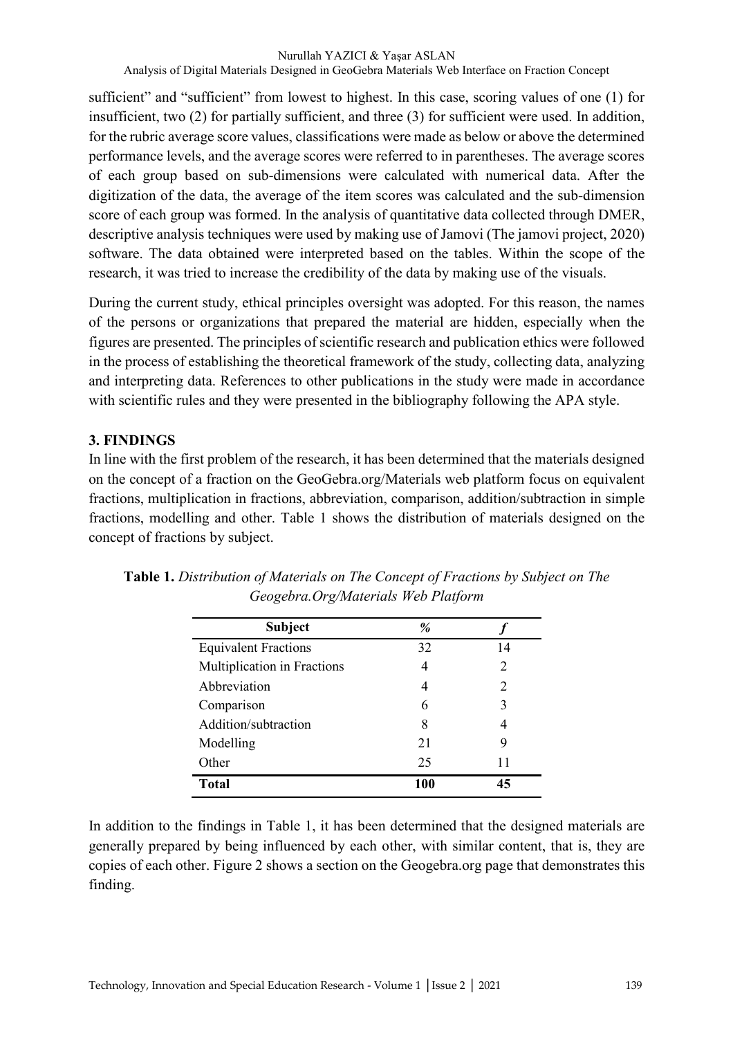sufficient" and "sufficient" from lowest to highest. In this case, scoring values of one (1) for insufficient, two (2) for partially sufficient, and three (3) for sufficient were used. In addition, for the rubric average score values, classifications were made as below or above the determined performance levels, and the average scores were referred to in parentheses. The average scores of each group based on sub-dimensions were calculated with numerical data. After the digitization of the data, the average of the item scores was calculated and the sub-dimension score of each group was formed. In the analysis of quantitative data collected through DMER, descriptive analysis techniques were used by making use of Jamovi (The jamovi project, 2020) software. The data obtained were interpreted based on the tables. Within the scope of the research, it was tried to increase the credibility of the data by making use of the visuals.

During the current study, ethical principles oversight was adopted. For this reason, the names of the persons or organizations that prepared the material are hidden, especially when the figures are presented. The principles of scientific research and publication ethics were followed in the process of establishing the theoretical framework of the study, collecting data, analyzing and interpreting data. References to other publications in the study were made in accordance with scientific rules and they were presented in the bibliography following the APA style.

## 3. FINDINGS

In line with the first problem of the research, it has been determined that the materials designed on the concept of a fraction on the GeoGebra.org/Materials web platform focus on equivalent fractions, multiplication in fractions, abbreviation, comparison, addition/subtraction in simple fractions, modelling and other. Table 1 shows the distribution of materials designed on the concept of fractions by subject.

**Table 1.** *Distribution of Materials on The Concept of Fractions by Subject on The Geogebra.Org/Materials Web Platform*

| Subject | % | *f* |
|---|---|---|
| Equivalent Fractions | 32 | 14 |
| Multiplication in Fractions | 4 | 2 |
| Abbreviation | 4 | 2 |
| Comparison | 6 | 3 |
| Addition/subtraction | 8 | 4 |
| Modelling | 21 | 9 |
| Other | 25 | 11 |
| **Total** | **100** | **45** |

In addition to the findings in Table 1, it has been determined that the designed materials are generally prepared by being influenced by each other, with similar content, that is, they are copies of each other. Figure 2 shows a section on the Geogebra.org page that demonstrates this finding.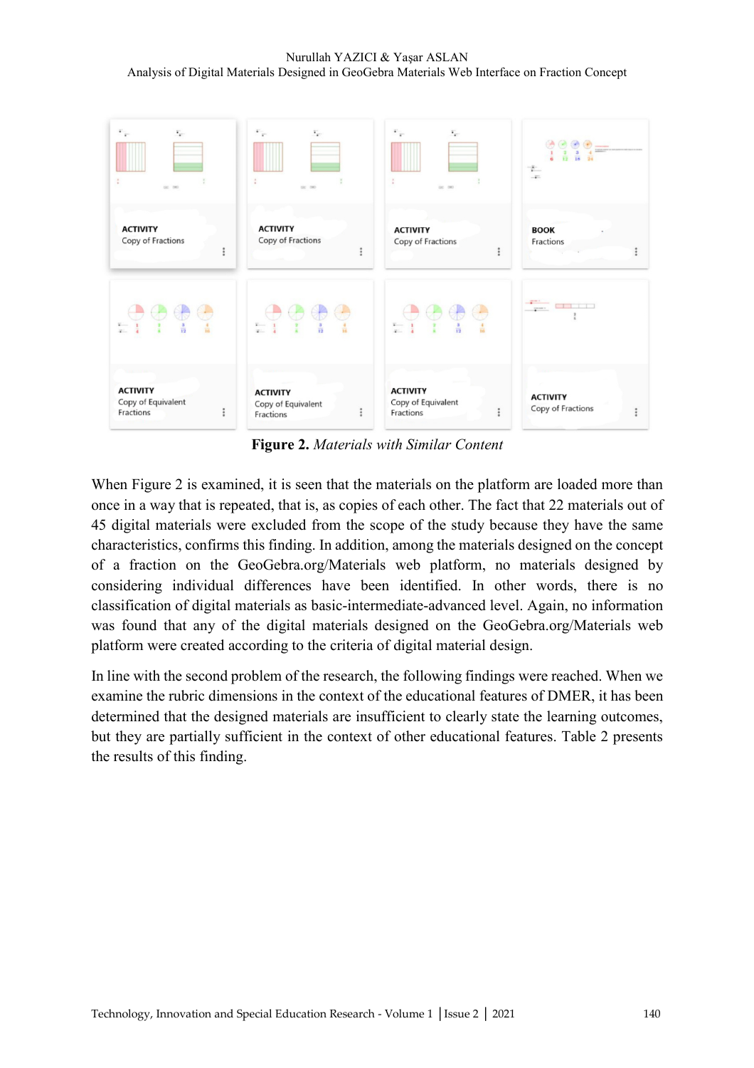**Figure 2.** *Materials with Similar Content*

When Figure 2 is examined, it is seen that the materials on the platform are loaded more than once in a way that is repeated, that is, as copies of each other. The fact that 22 materials out of 45 digital materials were excluded from the scope of the study because they have the same characteristics, confirms this finding. In addition, among the materials designed on the concept of a fraction on the GeoGebra.org/Materials web platform, no materials designed by considering individual differences have been identified. In other words, there is no classification of digital materials as basic-intermediate-advanced level. Again, no information was found that any of the digital materials designed on the GeoGebra.org/Materials web platform were created according to the criteria of digital material design.

In line with the second problem of the research, the following findings were reached. When we examine the rubric dimensions in the context of the educational features of DMER, it has been determined that the designed materials are insufficient to clearly state the learning outcomes, but they are partially sufficient in the context of other educational features. Table 2 presents the results of this finding.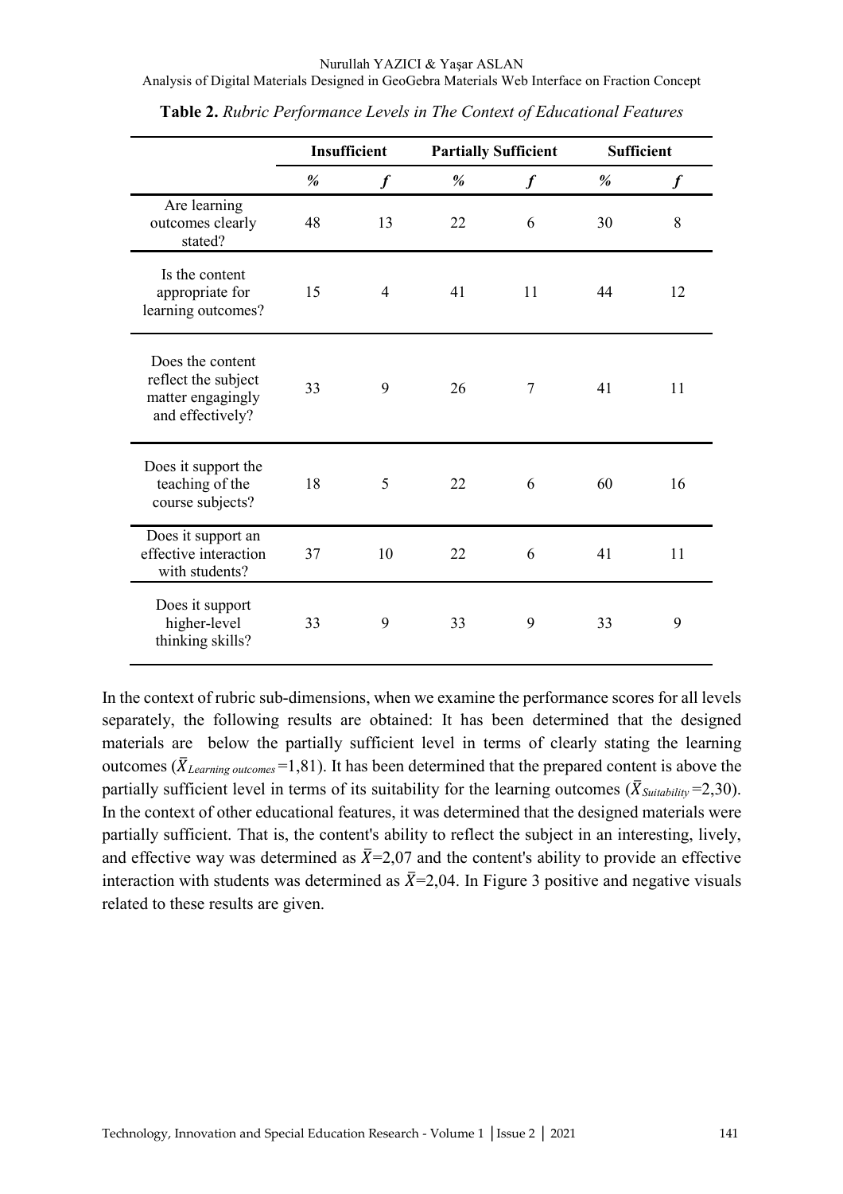**Table 2.** *Rubric Performance Levels in The Context of Educational Features*

| | Insufficient | | Partially Sufficient | | Sufficient | |
|---|---|---|---|---|---|---|
| | *%* | *f* | *%* | *f* | *%* | *f* |
| Are learning outcomes clearly stated? | 48 | 13 | 22 | 6 | 30 | 8 |
| Is the content appropriate for learning outcomes? | 15 | 4 | 41 | 11 | 44 | 12 |
| Does the content reflect the subject matter engagingly and effectively? | 33 | 9 | 26 | 7 | 41 | 11 |
| Does it support the teaching of the course subjects? | 18 | 5 | 22 | 6 | 60 | 16 |
| Does it support an effective interaction with students? | 37 | 10 | 22 | 6 | 41 | 11 |
| Does it support higher-level thinking skills? | 33 | 9 | 33 | 9 | 33 | 9 |

In the context of rubric sub-dimensions, when we examine the performance scores for all levels separately, the following results are obtained: It has been determined that the designed materials are below the partially sufficient level in terms of clearly stating the learning outcomes ($\bar{X}_{Learning\ outcomes}$=1,81). It has been determined that the prepared content is above the partially sufficient level in terms of its suitability for the learning outcomes ($\bar{X}_{Suitability}$=2,30). In the context of other educational features, it was determined that the designed materials were partially sufficient. That is, the content's ability to reflect the subject in an interesting, lively, and effective way was determined as $\bar{X}$=2,07 and the content's ability to provide an effective interaction with students was determined as $\bar{X}$=2,04. In Figure 3 positive and negative visuals related to these results are given.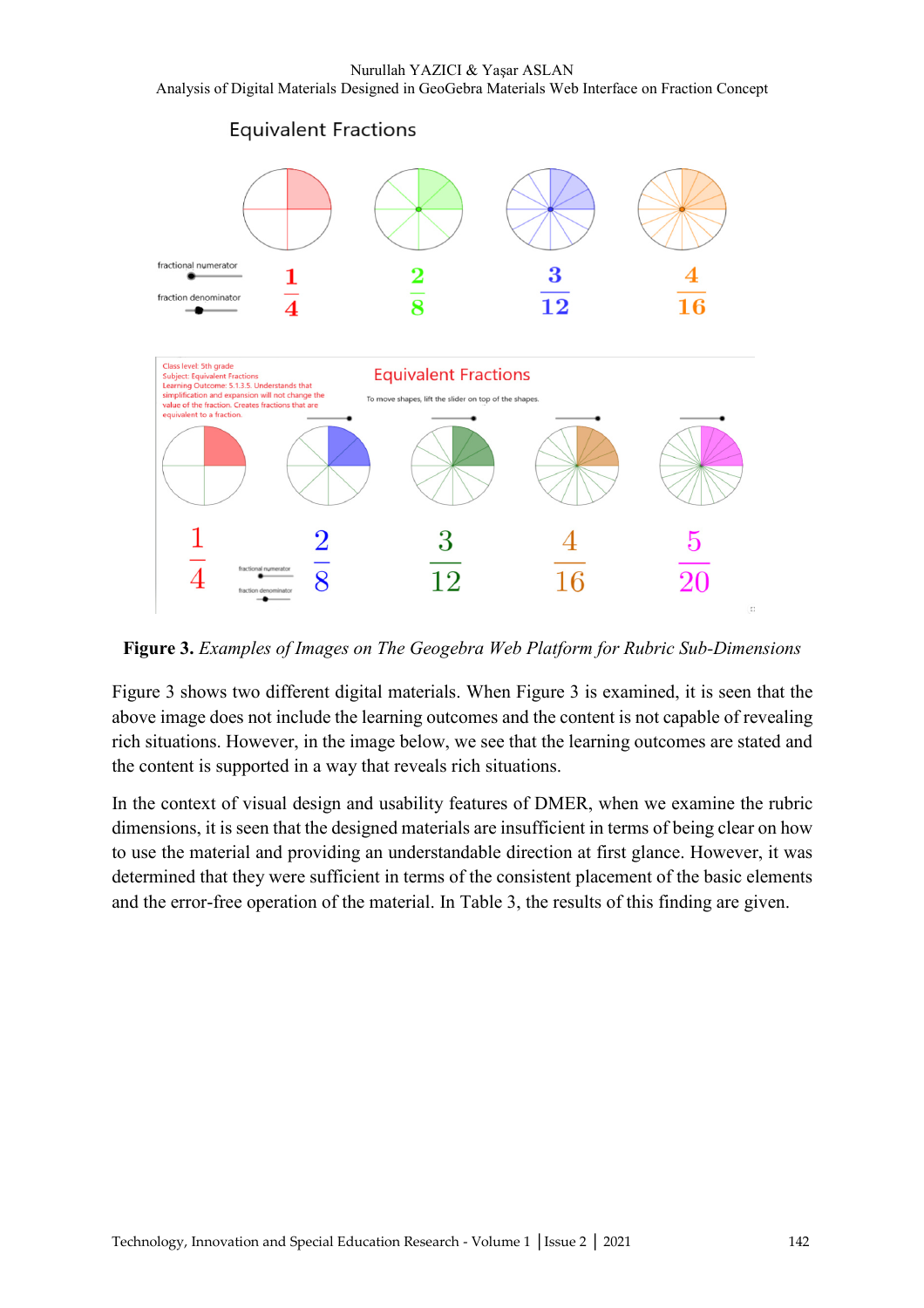**Figure 3.** *Examples of Images on The Geogebra Web Platform for Rubric Sub-Dimensions*

Figure 3 shows two different digital materials. When Figure 3 is examined, it is seen that the above image does not include the learning outcomes and the content is not capable of revealing rich situations. However, in the image below, we see that the learning outcomes are stated and the content is supported in a way that reveals rich situations.

In the context of visual design and usability features of DMER, when we examine the rubric dimensions, it is seen that the designed materials are insufficient in terms of being clear on how to use the material and providing an understandable direction at first glance. However, it was determined that they were sufficient in terms of the consistent placement of the basic elements and the error-free operation of the material. In Table 3, the results of this finding are given.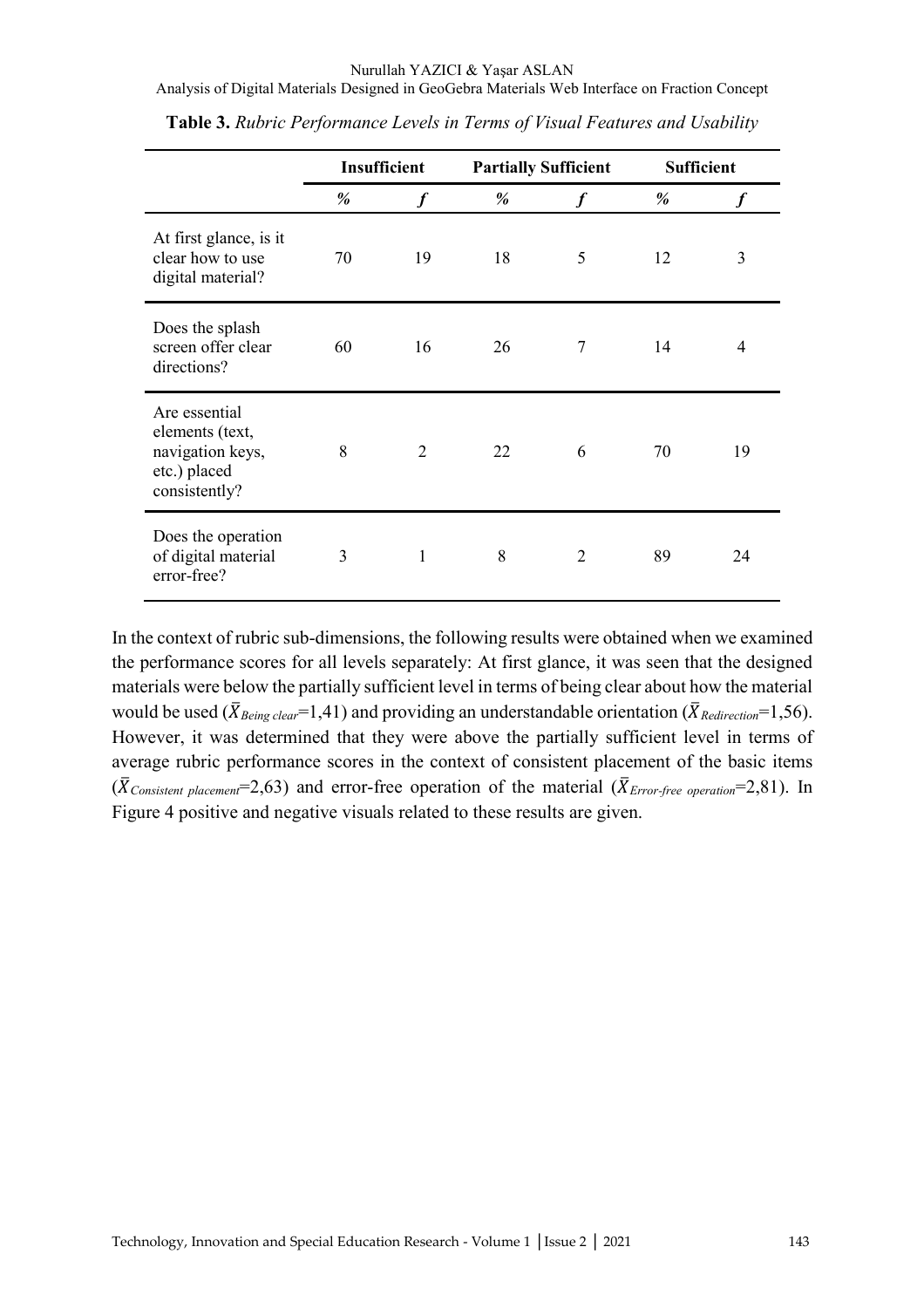**Table 3.** *Rubric Performance Levels in Terms of Visual Features and Usability*

| | Insufficient | | Partially Sufficient | | Sufficient | |
|---|---|---|---|---|---|---|
| | *%* | ***f*** | *%* | ***f*** | *%* | ***f*** |
| At first glance, is it clear how to use digital material? | 70 | 19 | 18 | 5 | 12 | 3 |
| Does the splash screen offer clear directions? | 60 | 16 | 26 | 7 | 14 | 4 |
| Are essential elements (text, navigation keys, etc.) placed consistently? | 8 | 2 | 22 | 6 | 70 | 19 |
| Does the operation of digital material error-free? | 3 | 1 | 8 | 2 | 89 | 24 |

In the context of rubric sub-dimensions, the following results were obtained when we examined the performance scores for all levels separately: At first glance, it was seen that the designed materials were below the partially sufficient level in terms of being clear about how the material would be used ($\bar{X}_{Being\ clear}$=1,41) and providing an understandable orientation ($\bar{X}_{Redirection}$=1,56). However, it was determined that they were above the partially sufficient level in terms of average rubric performance scores in the context of consistent placement of the basic items ($\bar{X}_{Consistent\ placement}$=2,63) and error-free operation of the material ($\bar{X}_{Error\text{-}free\ operation}$=2,81). In Figure 4 positive and negative visuals related to these results are given.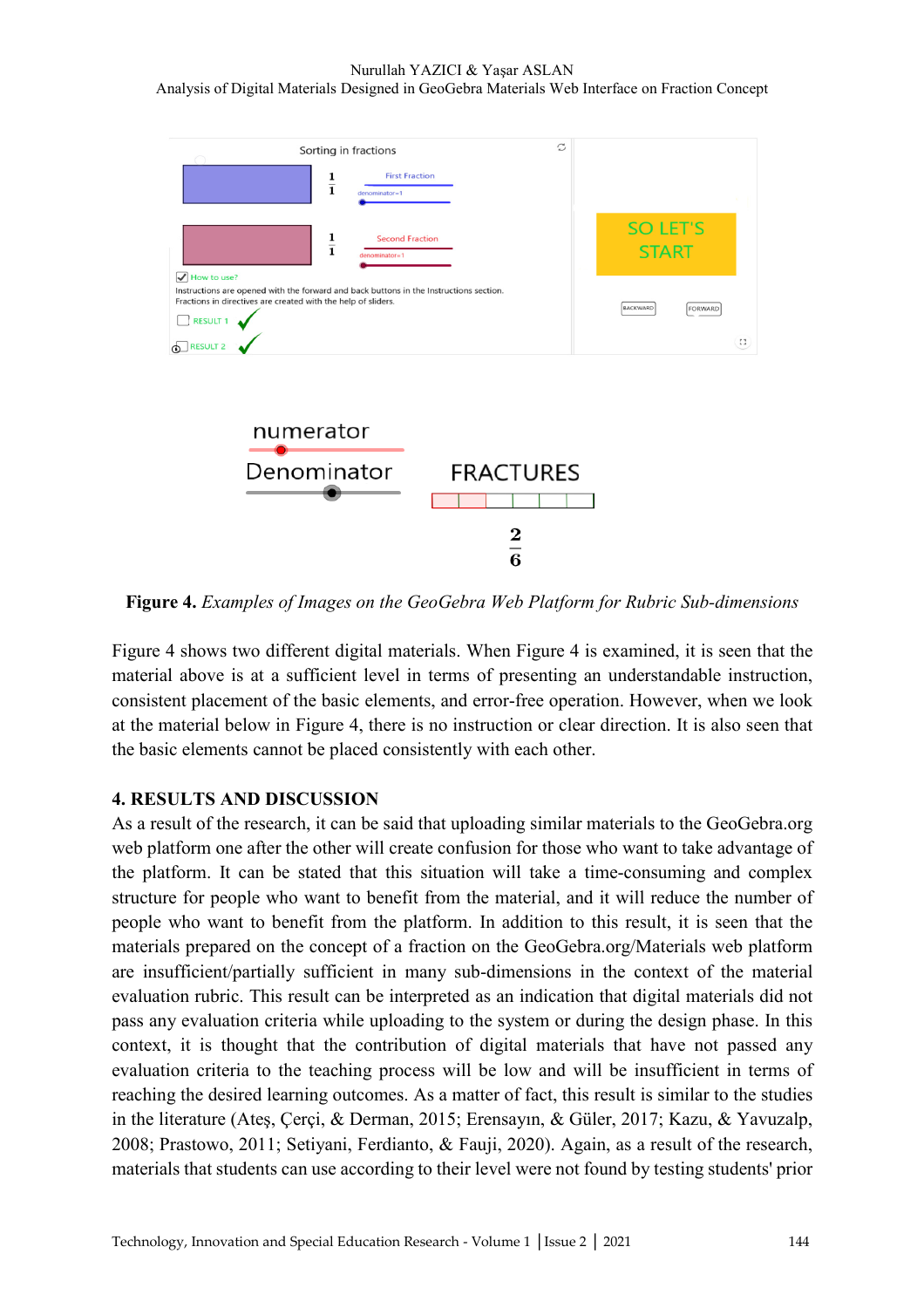**Figure 4.** *Examples of Images on the GeoGebra Web Platform for Rubric Sub-dimensions*

Figure 4 shows two different digital materials. When Figure 4 is examined, it is seen that the material above is at a sufficient level in terms of presenting an understandable instruction, consistent placement of the basic elements, and error-free operation. However, when we look at the material below in Figure 4, there is no instruction or clear direction. It is also seen that the basic elements cannot be placed consistently with each other.

## 4. RESULTS AND DISCUSSION

As a result of the research, it can be said that uploading similar materials to the GeoGebra.org web platform one after the other will create confusion for those who want to take advantage of the platform. It can be stated that this situation will take a time-consuming and complex structure for people who want to benefit from the material, and it will reduce the number of people who want to benefit from the platform. In addition to this result, it is seen that the materials prepared on the concept of a fraction on the GeoGebra.org/Materials web platform are insufficient/partially sufficient in many sub-dimensions in the context of the material evaluation rubric. This result can be interpreted as an indication that digital materials did not pass any evaluation criteria while uploading to the system or during the design phase. In this context, it is thought that the contribution of digital materials that have not passed any evaluation criteria to the teaching process will be low and will be insufficient in terms of reaching the desired learning outcomes. As a matter of fact, this result is similar to the studies in the literature (Ateş, Çerçi, & Derman, 2015; Erensayın, & Güler, 2017; Kazu, & Yavuzalp, 2008; Prastowo, 2011; Setiyani, Ferdianto, & Fauji, 2020). Again, as a result of the research, materials that students can use according to their level were not found by testing students' prior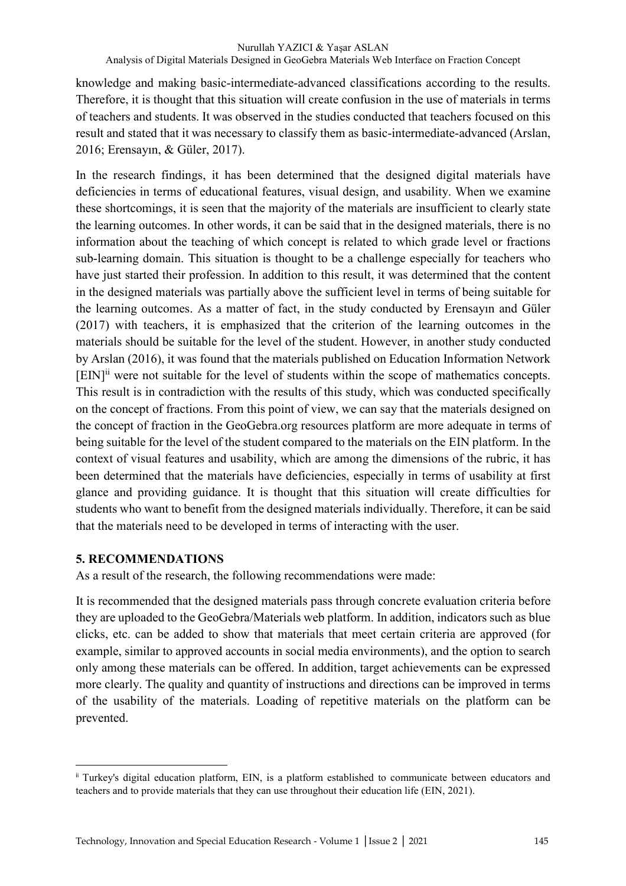knowledge and making basic-intermediate-advanced classifications according to the results. Therefore, it is thought that this situation will create confusion in the use of materials in terms of teachers and students. It was observed in the studies conducted that teachers focused on this result and stated that it was necessary to classify them as basic-intermediate-advanced (Arslan, 2016; Erensayın, & Güler, 2017).

In the research findings, it has been determined that the designed digital materials have deficiencies in terms of educational features, visual design, and usability. When we examine these shortcomings, it is seen that the majority of the materials are insufficient to clearly state the learning outcomes. In other words, it can be said that in the designed materials, there is no information about the teaching of which concept is related to which grade level or fractions sub-learning domain. This situation is thought to be a challenge especially for teachers who have just started their profession. In addition to this result, it was determined that the content in the designed materials was partially above the sufficient level in terms of being suitable for the learning outcomes. As a matter of fact, in the study conducted by Erensayın and Güler (2017) with teachers, it is emphasized that the criterion of the learning outcomes in the materials should be suitable for the level of the student. However, in another study conducted by Arslan (2016), it was found that the materials published on Education Information Network [EIN][ii] were not suitable for the level of students within the scope of mathematics concepts. This result is in contradiction with the results of this study, which was conducted specifically on the concept of fractions. From this point of view, we can say that the materials designed on the concept of fraction in the GeoGebra.org resources platform are more adequate in terms of being suitable for the level of the student compared to the materials on the EIN platform. In the context of visual features and usability, which are among the dimensions of the rubric, it has been determined that the materials have deficiencies, especially in terms of usability at first glance and providing guidance. It is thought that this situation will create difficulties for students who want to benefit from the designed materials individually. Therefore, it can be said that the materials need to be developed in terms of interacting with the user.

## 5. RECOMMENDATIONS

As a result of the research, the following recommendations were made:

It is recommended that the designed materials pass through concrete evaluation criteria before they are uploaded to the GeoGebra/Materials web platform. In addition, indicators such as blue clicks, etc. can be added to show that materials that meet certain criteria are approved (for example, similar to approved accounts in social media environments), and the option to search only among these materials can be offered. In addition, target achievements can be expressed more clearly. The quality and quantity of instructions and directions can be improved in terms of the usability of the materials. Loading of repetitive materials on the platform can be prevented.

---

[ii] Turkey's digital education platform, EIN, is a platform established to communicate between educators and teachers and to provide materials that they can use throughout their education life (EIN, 2021).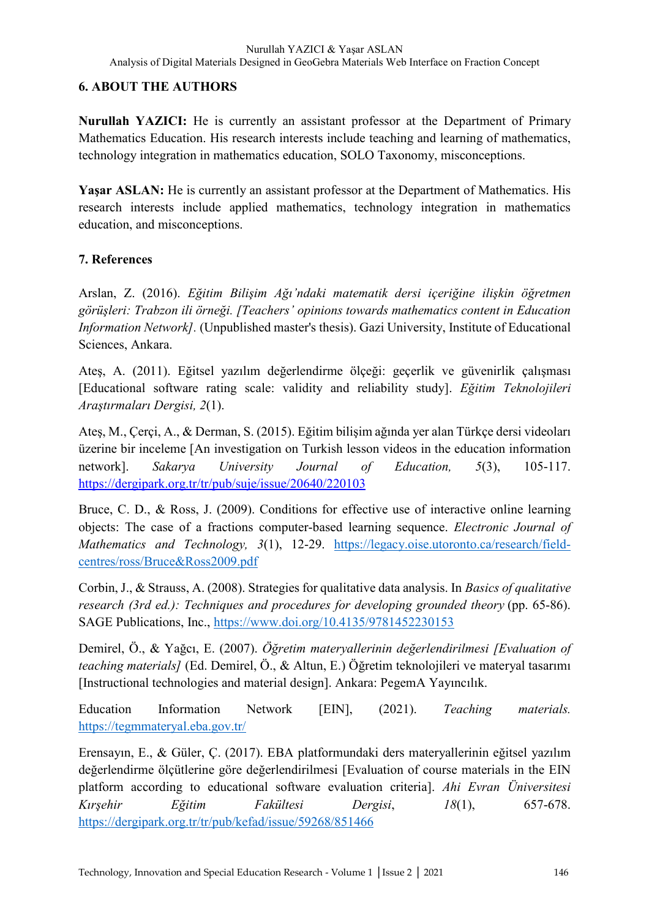## 6. ABOUT THE AUTHORS

**Nurullah YAZICI:** He is currently an assistant professor at the Department of Primary Mathematics Education. His research interests include teaching and learning of mathematics, technology integration in mathematics education, SOLO Taxonomy, misconceptions.

**Yaşar ASLAN:** He is currently an assistant professor at the Department of Mathematics. His research interests include applied mathematics, technology integration in mathematics education, and misconceptions.

## 7. References

Arslan, Z. (2016). *Eğitim Bilişim Ağı'ndaki matematik dersi içeriğine ilişkin öğretmen görüşleri: Trabzon ili örneği. [Teachers' opinions towards mathematics content in Education Information Network]*. (Unpublished master's thesis). Gazi University, Institute of Educational Sciences, Ankara.

Ateş, A. (2011). Eğitsel yazılım değerlendirme ölçeği: geçerlik ve güvenirlik çalışması [Educational software rating scale: validity and reliability study]. *Eğitim Teknolojileri Araştırmaları Dergisi, 2*(1).

Ateş, M., Çerçi, A., & Derman, S. (2015). Eğitim bilişim ağında yer alan Türkçe dersi videoları üzerine bir inceleme [An investigation on Turkish lesson videos in the education information network]. *Sakarya University Journal of Education, 5*(3), 105-117. https://dergipark.org.tr/tr/pub/suje/issue/20640/220103

Bruce, C. D., & Ross, J. (2009). Conditions for effective use of interactive online learning objects: The case of a fractions computer-based learning sequence. *Electronic Journal of Mathematics and Technology, 3*(1), 12-29. https://legacy.oise.utoronto.ca/research/field-centres/ross/Bruce&Ross2009.pdf

Corbin, J., & Strauss, A. (2008). Strategies for qualitative data analysis. In *Basics of qualitative research (3rd ed.): Techniques and procedures for developing grounded theory* (pp. 65-86). SAGE Publications, Inc., https://www.doi.org/10.4135/9781452230153

Demirel, Ö., & Yağcı, E. (2007). *Öğretim materyallerinin değerlendirilmesi [Evaluation of teaching materials]* (Ed. Demirel, Ö., & Altun, E.) Öğretim teknolojileri ve materyal tasarımı [Instructional technologies and material design]. Ankara: PegemA Yayıncılık.

Education Information Network [EIN], (2021). *Teaching materials.* https://tegmmateryal.eba.gov.tr/

Erensayın, E., & Güler, Ç. (2017). EBA platformundaki ders materyallerinin eğitsel yazılım değerlendirme ölçütlerine göre değerlendirilmesi [Evaluation of course materials in the EIN platform according to educational software evaluation criteria]. *Ahi Evran Üniversitesi Kırşehir Eğitim Fakültesi Dergisi*, *18*(1), 657-678. https://dergipark.org.tr/tr/pub/kefad/issue/59268/851466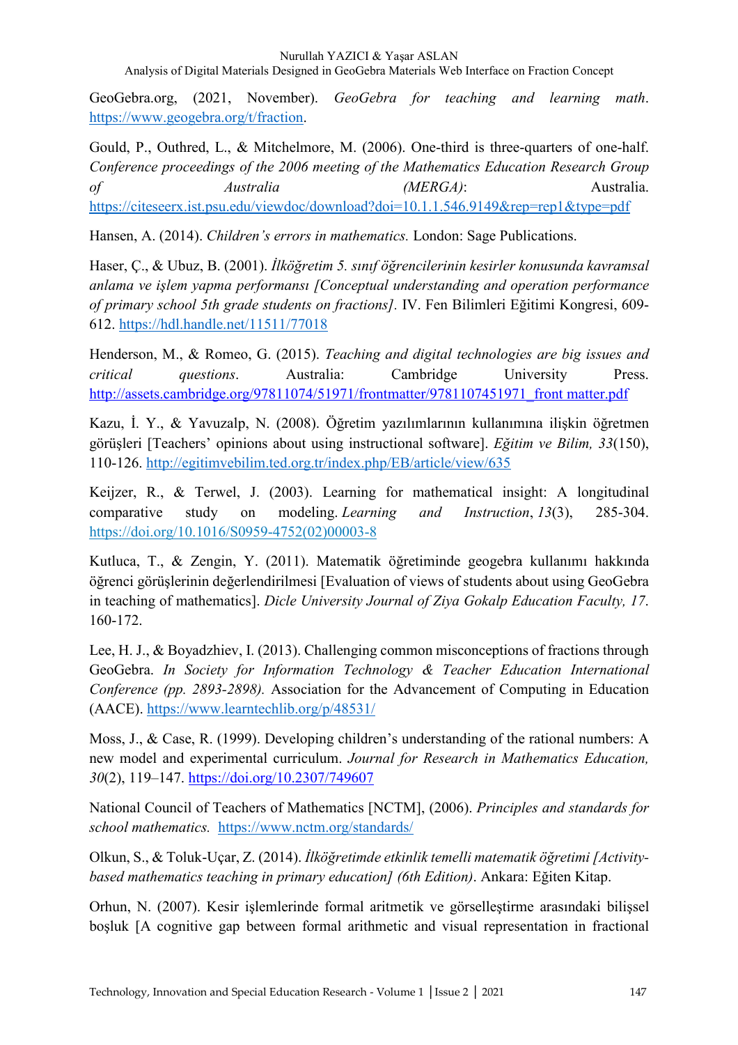GeoGebra.org, (2021, November). *GeoGebra for teaching and learning math*. https://www.geogebra.org/t/fraction.

Gould, P., Outhred, L., & Mitchelmore, M. (2006). One-third is three-quarters of one-half. *Conference proceedings of the 2006 meeting of the Mathematics Education Research Group of Australia (MERGA)*: Australia. https://citeseerx.ist.psu.edu/viewdoc/download?doi=10.1.1.546.9149&rep=rep1&type=pdf

Hansen, A. (2014). *Children's errors in mathematics.* London: Sage Publications.

Haser, Ç., & Ubuz, B. (2001). *İlköğretim 5. sınıf öğrencilerinin kesirler konusunda kavramsal anlama ve işlem yapma performansı [Conceptual understanding and operation performance of primary school 5th grade students on fractions].* IV. Fen Bilimleri Eğitimi Kongresi, 609-612. https://hdl.handle.net/11511/77018

Henderson, M., & Romeo, G. (2015). *Teaching and digital technologies are big issues and critical questions*. Australia: Cambridge University Press. http://assets.cambridge.org/97811074/51971/frontmatter/9781107451971_front matter.pdf

Kazu, İ. Y., & Yavuzalp, N. (2008). Öğretim yazılımlarının kullanımına ilişkin öğretmen görüşleri [Teachers' opinions about using instructional software]. *Eğitim ve Bilim, 33*(150), 110-126. http://egitimvebilim.ted.org.tr/index.php/EB/article/view/635

Keijzer, R., & Terwel, J. (2003). Learning for mathematical insight: A longitudinal comparative study on modeling. *Learning and Instruction*, *13*(3), 285-304. https://doi.org/10.1016/S0959-4752(02)00003-8

Kutluca, T., & Zengin, Y. (2011). Matematik öğretiminde geogebra kullanımı hakkında öğrenci görüşlerinin değerlendirilmesi [Evaluation of views of students about using GeoGebra in teaching of mathematics]. *Dicle University Journal of Ziya Gokalp Education Faculty, 17*. 160-172.

Lee, H. J., & Boyadzhiev, I. (2013). Challenging common misconceptions of fractions through GeoGebra. *In Society for Information Technology & Teacher Education International Conference (pp. 2893-2898).* Association for the Advancement of Computing in Education (AACE). https://www.learntechlib.org/p/48531/

Moss, J., & Case, R. (1999). Developing children's understanding of the rational numbers: A new model and experimental curriculum. *Journal for Research in Mathematics Education, 30*(2), 119–147. https://doi.org/10.2307/749607

National Council of Teachers of Mathematics [NCTM], (2006). *Principles and standards for school mathematics.* https://www.nctm.org/standards/

Olkun, S., & Toluk-Uçar, Z. (2014). *İlköğretimde etkinlik temelli matematik öğretimi [Activity-based mathematics teaching in primary education] (6th Edition)*. Ankara: Eğiten Kitap.

Orhun, N. (2007). Kesir işlemlerinde formal aritmetik ve görselleştirme arasındaki bilişsel boşluk [A cognitive gap between formal arithmetic and visual representation in fractional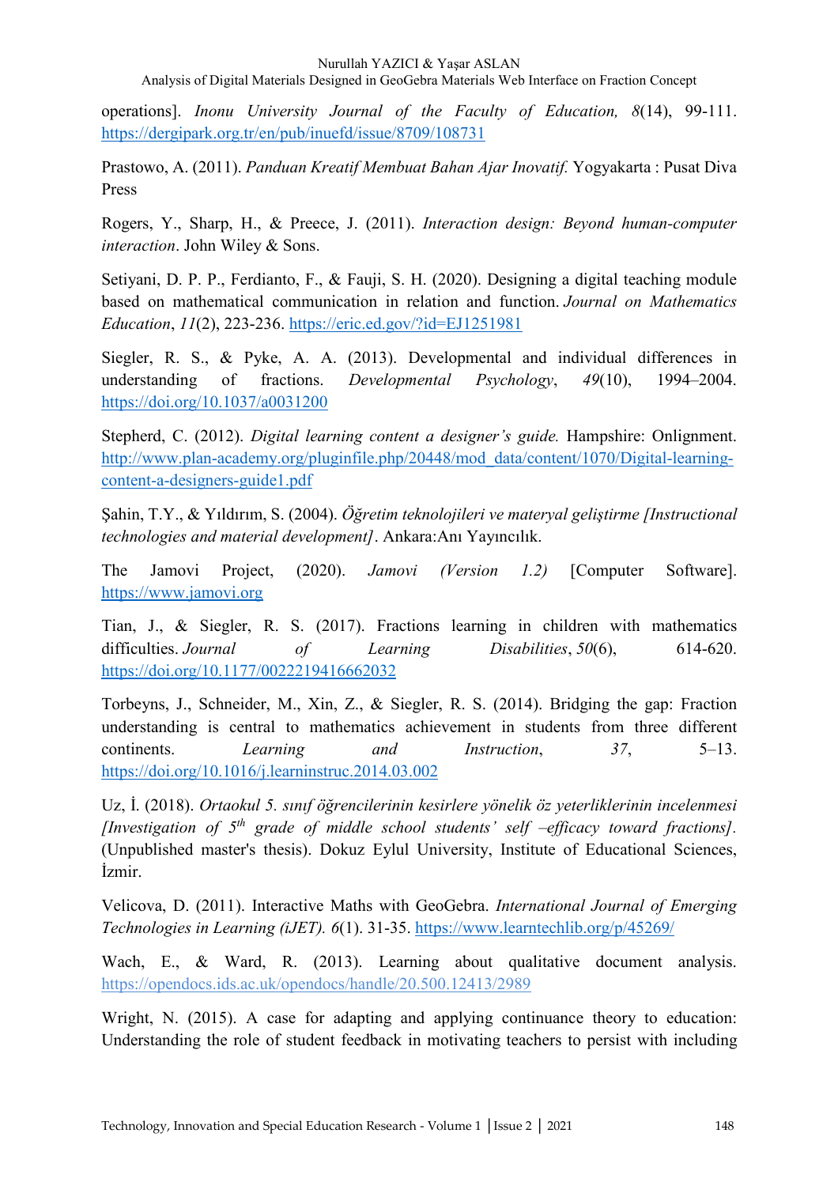operations]. *Inonu University Journal of the Faculty of Education, 8*(14), 99-111. https://dergipark.org.tr/en/pub/inuefd/issue/8709/108731

Prastowo, A. (2011). *Panduan Kreatif Membuat Bahan Ajar Inovatif.* Yogyakarta : Pusat Diva Press

Rogers, Y., Sharp, H., & Preece, J. (2011). *Interaction design: Beyond human-computer interaction*. John Wiley & Sons.

Setiyani, D. P. P., Ferdianto, F., & Fauji, S. H. (2020). Designing a digital teaching module based on mathematical communication in relation and function. *Journal on Mathematics Education*, *11*(2), 223-236. https://eric.ed.gov/?id=EJ1251981

Siegler, R. S., & Pyke, A. A. (2013). Developmental and individual differences in understanding of fractions. *Developmental Psychology*, *49*(10), 1994–2004. https://doi.org/10.1037/a0031200

Stepherd, C. (2012). *Digital learning content a designer's guide.* Hampshire: Onlignment. http://www.plan-academy.org/pluginfile.php/20448/mod_data/content/1070/Digital-learning-content-a-designers-guide1.pdf

Şahin, T.Y., & Yıldırım, S. (2004). *Öğretim teknolojileri ve materyal geliştirme [Instructional technologies and material development]*. Ankara:Anı Yayıncılık.

The Jamovi Project, (2020). *Jamovi (Version 1.2)* [Computer Software]. https://www.jamovi.org

Tian, J., & Siegler, R. S. (2017). Fractions learning in children with mathematics difficulties. *Journal of Learning Disabilities*, *50*(6), 614-620. https://doi.org/10.1177/0022219416662032

Torbeyns, J., Schneider, M., Xin, Z., & Siegler, R. S. (2014). Bridging the gap: Fraction understanding is central to mathematics achievement in students from three different continents. *Learning and Instruction*, *37*, 5–13. https://doi.org/10.1016/j.learninstruc.2014.03.002

Uz, İ. (2018). *Ortaokul 5. sınıf öğrencilerinin kesirlere yönelik öz yeterliklerinin incelenmesi [Investigation of 5th grade of middle school students' self –efficacy toward fractions]*. (Unpublished master's thesis). Dokuz Eylul University, Institute of Educational Sciences, İzmir.

Velicova, D. (2011). Interactive Maths with GeoGebra. *International Journal of Emerging Technologies in Learning (iJET). 6*(1). 31-35. https://www.learntechlib.org/p/45269/

Wach, E., & Ward, R. (2013). Learning about qualitative document analysis. https://opendocs.ids.ac.uk/opendocs/handle/20.500.12413/2989

Wright, N. (2015). A case for adapting and applying continuance theory to education: Understanding the role of student feedback in motivating teachers to persist with including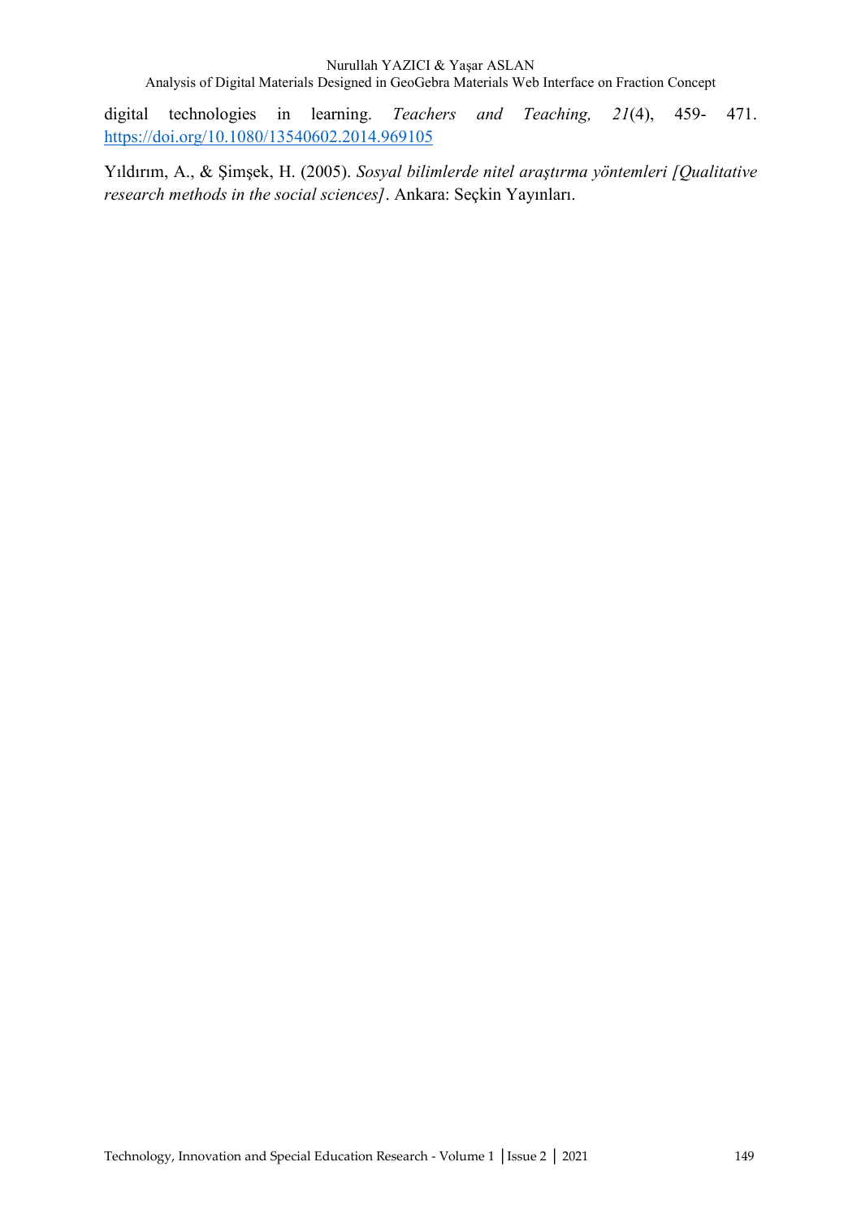digital technologies in learning. *Teachers and Teaching, 21*(4), 459- 471. https://doi.org/10.1080/13540602.2014.969105

Yıldırım, A., & Şimşek, H. (2005). *Sosyal bilimlerde nitel araştırma yöntemleri [Qualitative research methods in the social sciences]*. Ankara: Seçkin Yayınları.